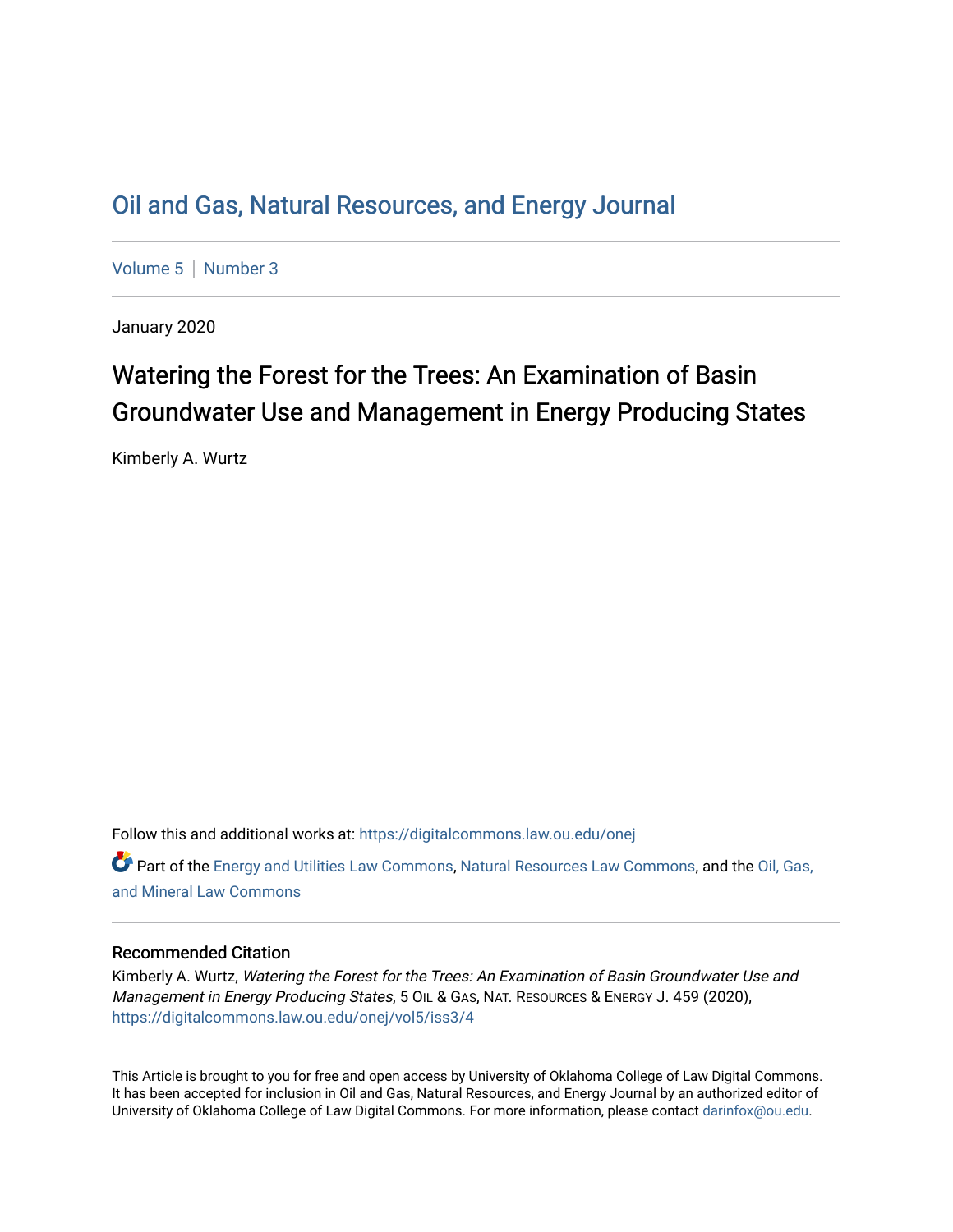# Oil and Gas, Natural Resources, and Energy Journal

Volume 5 | Number 3

January 2020

## Watering the Forest for the Trees: An Examination of Basin Groundwater Use and Management in Energy Producing States

Kimberly A. Wurtz

Follow this and additional works at: https://digitalcommons.law.ou.edu/onej

Part of the Energy and Utilities Law Commons, Natural Resources Law Commons, and the Oil, Gas, and Mineral Law Commons

### Recommended Citation

Kimberly A. Wurtz, *Watering the Forest for the Trees: An Examination of Basin Groundwater Use and Management in Energy Producing States*, 5 OIL & GAS, NAT. RESOURCES & ENERGY J. 459 (2020), https://digitalcommons.law.ou.edu/onej/vol5/iss3/4

This Article is brought to you for free and open access by University of Oklahoma College of Law Digital Commons. It has been accepted for inclusion in Oil and Gas, Natural Resources, and Energy Journal by an authorized editor of University of Oklahoma College of Law Digital Commons. For more information, please contact darinfox@ou.edu.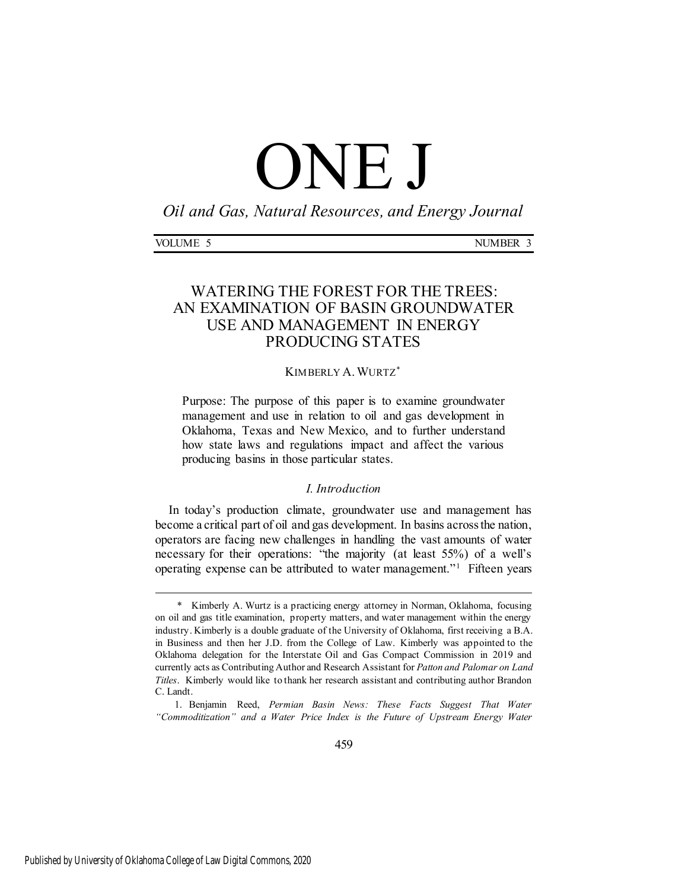# ONE J

*Oil and Gas, Natural Resources, and Energy Journal*

VOLUME 5 NUMBER 3

## WATERING THE FOREST FOR THE TREES: AN EXAMINATION OF BASIN GROUNDWATER USE AND MANAGEMENT IN ENERGY PRODUCING STATES

KIMBERLY A. WURTZ[*]

> Purpose: The purpose of this paper is to examine groundwater management and use in relation to oil and gas development in Oklahoma, Texas and New Mexico, and to further understand how state laws and regulations impact and affect the various producing basins in those particular states.

### *I. Introduction*

In today's production climate, groundwater use and management has become a critical part of oil and gas development. In basins across the nation, operators are facing new challenges in handling the vast amounts of water necessary for their operations: "the majority (at least 55%) of a well's operating expense can be attributed to water management."[1] Fifteen years

---

\* Kimberly A. Wurtz is a practicing energy attorney in Norman, Oklahoma, focusing on oil and gas title examination, property matters, and water management within the energy industry. Kimberly is a double graduate of the University of Oklahoma, first receiving a B.A. in Business and then her J.D. from the College of Law. Kimberly was appointed to the Oklahoma delegation for the Interstate Oil and Gas Compact Commission in 2019 and currently acts as Contributing Author and Research Assistant for *Patton and Palomar on Land Titles*. Kimberly would like to thank her research assistant and contributing author Brandon C. Landt.

1. Benjamin Reed, *Permian Basin News: These Facts Suggest That Water "Commoditization" and a Water Price Index is the Future of Upstream Energy Water*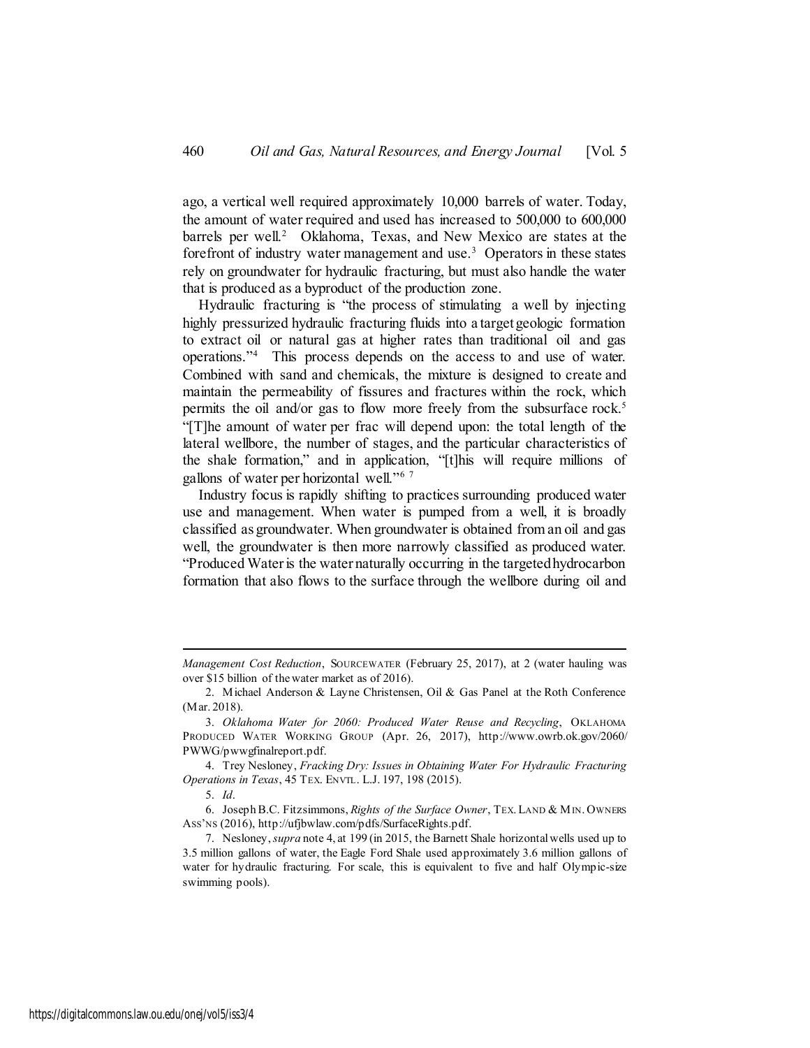ago, a vertical well required approximately 10,000 barrels of water. Today, the amount of water required and used has increased to 500,000 to 600,000 barrels per well.[2] Oklahoma, Texas, and New Mexico are states at the forefront of industry water management and use.[3] Operators in these states rely on groundwater for hydraulic fracturing, but must also handle the water that is produced as a byproduct of the production zone.

Hydraulic fracturing is "the process of stimulating a well by injecting highly pressurized hydraulic fracturing fluids into a target geologic formation to extract oil or natural gas at higher rates than traditional oil and gas operations."[4] This process depends on the access to and use of water. Combined with sand and chemicals, the mixture is designed to create and maintain the permeability of fissures and fractures within the rock, which permits the oil and/or gas to flow more freely from the subsurface rock.[5] "[T]he amount of water per frac will depend upon: the total length of the lateral wellbore, the number of stages, and the particular characteristics of the shale formation," and in application, "[t]his will require millions of gallons of water per horizontal well."[6] [7]

Industry focus is rapidly shifting to practices surrounding produced water use and management. When water is pumped from a well, it is broadly classified as groundwater. When groundwater is obtained from an oil and gas well, the groundwater is then more narrowly classified as produced water. "Produced Water is the water naturally occurring in the targeted hydrocarbon formation that also flows to the surface through the wellbore during oil and

---

*Management Cost Reduction*, SOURCEWATER (February 25, 2017), at 2 (water hauling was over $15 billion of the water market as of 2016).

2. Michael Anderson & Layne Christensen, Oil & Gas Panel at the Roth Conference (Mar. 2018).

3. *Oklahoma Water for 2060: Produced Water Reuse and Recycling*, OKLAHOMA PRODUCED WATER WORKING GROUP (Apr. 26, 2017), http://www.owrb.ok.gov/2060/PWWG/pwwgfinalreport.pdf.

4. Trey Nesloney, *Fracking Dry: Issues in Obtaining Water For Hydraulic Fracturing Operations in Texas*, 45 TEX. ENVTL. L.J. 197, 198 (2015).

5. *Id*.

6. Joseph B.C. Fitzsimmons, *Rights of the Surface Owner*, TEX. LAND & MIN. OWNERS ASS'NS (2016), http://ufjbwlaw.com/pdfs/SurfaceRights.pdf.

7. Nesloney, *supra* note 4, at 199 (in 2015, the Barnett Shale horizontal wells used up to 3.5 million gallons of water, the Eagle Ford Shale used approximately 3.6 million gallons of water for hydraulic fracturing. For scale, this is equivalent to five and half Olympic-size swimming pools).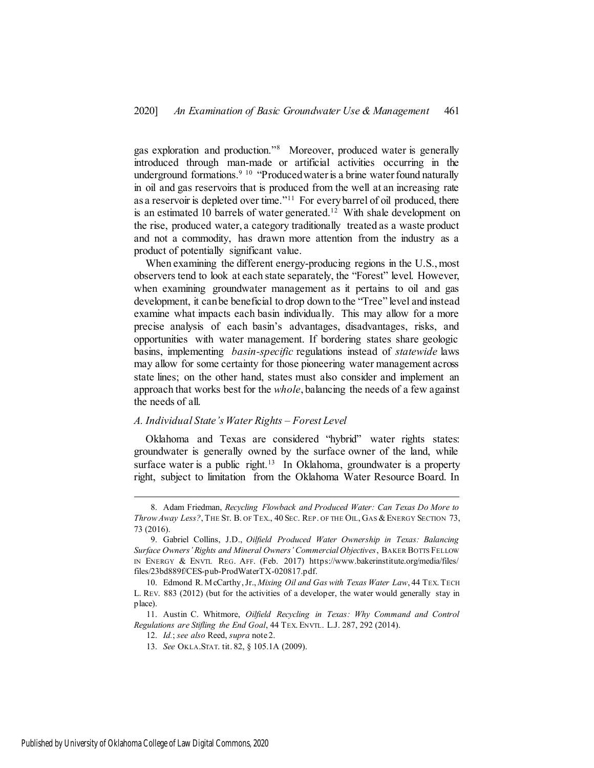gas exploration and production."[8] Moreover, produced water is generally introduced through man-made or artificial activities occurring in the underground formations.[9] [10] "Produced water is a brine water found naturally in oil and gas reservoirs that is produced from the well at an increasing rate as a reservoir is depleted over time."[11] For every barrel of oil produced, there is an estimated 10 barrels of water generated.[12] With shale development on the rise, produced water, a category traditionally treated as a waste product and not a commodity, has drawn more attention from the industry as a product of potentially significant value.

When examining the different energy-producing regions in the U.S., most observers tend to look at each state separately, the "Forest" level. However, when examining groundwater management as it pertains to oil and gas development, it can be beneficial to drop down to the "Tree" level and instead examine what impacts each basin individually. This may allow for a more precise analysis of each basin's advantages, disadvantages, risks, and opportunities with water management. If bordering states share geologic basins, implementing *basin-specific* regulations instead of *statewide* laws may allow for some certainty for those pioneering water management across state lines; on the other hand, states must also consider and implement an approach that works best for the *whole*, balancing the needs of a few against the needs of all.

### *A. Individual State's Water Rights – Forest Level*

Oklahoma and Texas are considered "hybrid" water rights states: groundwater is generally owned by the surface owner of the land, while surface water is a public right.[13] In Oklahoma, groundwater is a property right, subject to limitation from the Oklahoma Water Resource Board. In

---

8. Adam Friedman, *Recycling Flowback and Produced Water: Can Texas Do More to Throw Away Less?*, THE ST. B. OF TEX., 40 SEC. REP. OF THE OIL, GAS & ENERGY SECTION 73, 73 (2016).

9. Gabriel Collins, J.D., *Oilfield Produced Water Ownership in Texas: Balancing Surface Owners' Rights and Mineral Owners' Commercial Objectives*, BAKER BOTTS FELLOW IN ENERGY & ENVTL. REG. AFF. (Feb. 2017) https://www.bakerinstitute.org/media/files/files/23bd889f/CES-pub-ProdWaterTX-020817.pdf.

10. Edmond R. McCarthy, Jr., *Mixing Oil and Gas with Texas Water Law*, 44 TEX. TECH L. REV. 883 (2012) (but for the activities of a developer, the water would generally stay in place).

11. Austin C. Whitmore, *Oilfield Recycling in Texas: Why Command and Control Regulations are Stifling the End Goal*, 44 TEX. ENVTL. L.J. 287, 292 (2014).

12. *Id.*; *see also* Reed, *supra* note 2.

13. *See* OKLA. STAT. tit. 82, § 105.1A (2009).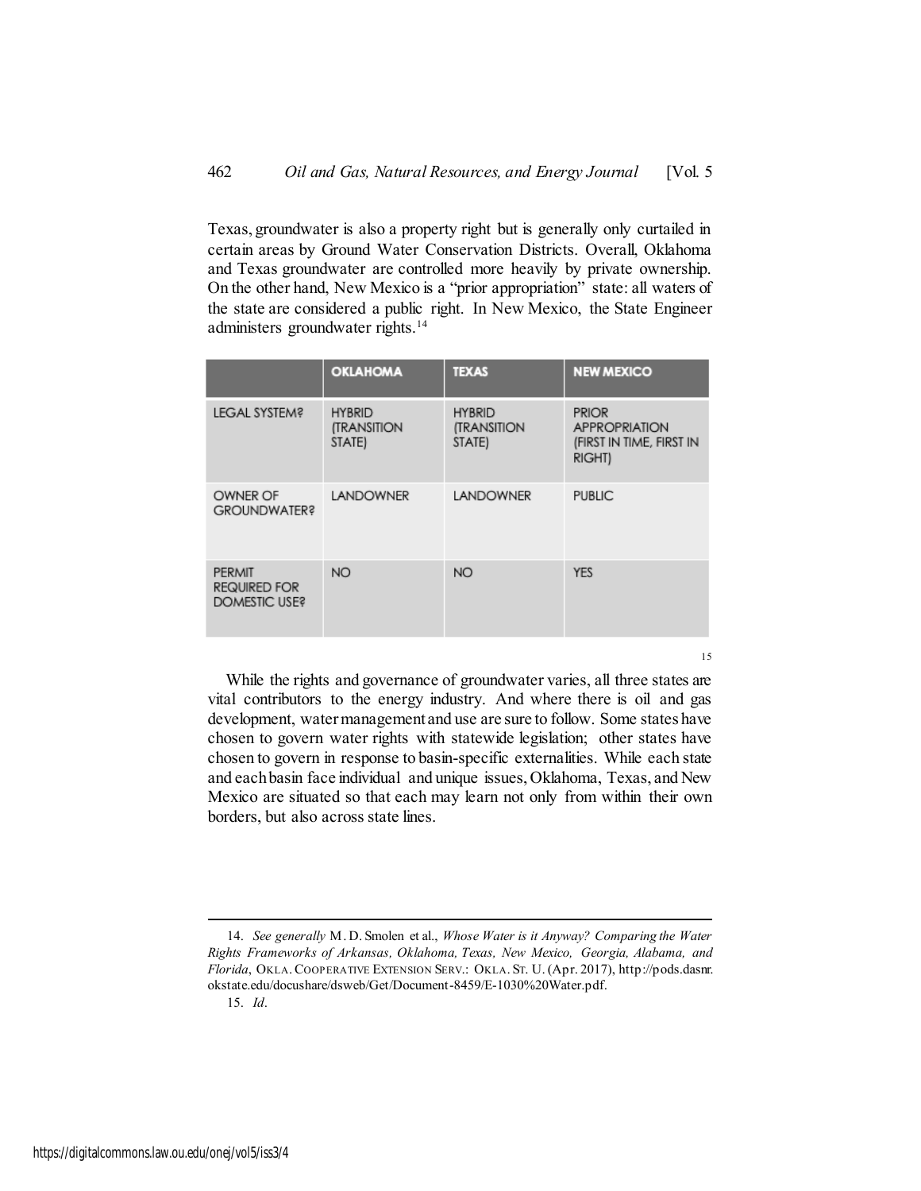Texas, groundwater is also a property right but is generally only curtailed in certain areas by Ground Water Conservation Districts. Overall, Oklahoma and Texas groundwater are controlled more heavily by private ownership. On the other hand, New Mexico is a "prior appropriation" state: all waters of the state are considered a public right. In New Mexico, the State Engineer administers groundwater rights.[14]

| | OKLAHOMA | TEXAS | NEW MEXICO |
|---|---|---|---|
| LEGAL SYSTEM? | HYBRID (TRANSITION STATE) | HYBRID (TRANSITION STATE) | PRIOR APPROPRIATION (FIRST IN TIME, FIRST IN RIGHT) |
| OWNER OF GROUNDWATER? | LANDOWNER | LANDOWNER | PUBLIC |
| PERMIT REQUIRED FOR DOMESTIC USE? | NO | NO | YES |

[15]

While the rights and governance of groundwater varies, all three states are vital contributors to the energy industry. And where there is oil and gas development, water management and use are sure to follow. Some states have chosen to govern water rights with statewide legislation; other states have chosen to govern in response to basin-specific externalities. While each state and each basin face individual and unique issues, Oklahoma, Texas, and New Mexico are situated so that each may learn not only from within their own borders, but also across state lines.

---

14. *See generally* M. D. Smolen et al., *Whose Water is it Anyway? Comparing the Water Rights Frameworks of Arkansas, Oklahoma, Texas, New Mexico, Georgia, Alabama, and Florida*, OKLA. COOPERATIVE EXTENSION SERV.: OKLA. ST. U. (Apr. 2017), http://pods.dasnr.okstate.edu/docushare/dsweb/Get/Document-8459/E-1030%20Water.pdf.

15. *Id*.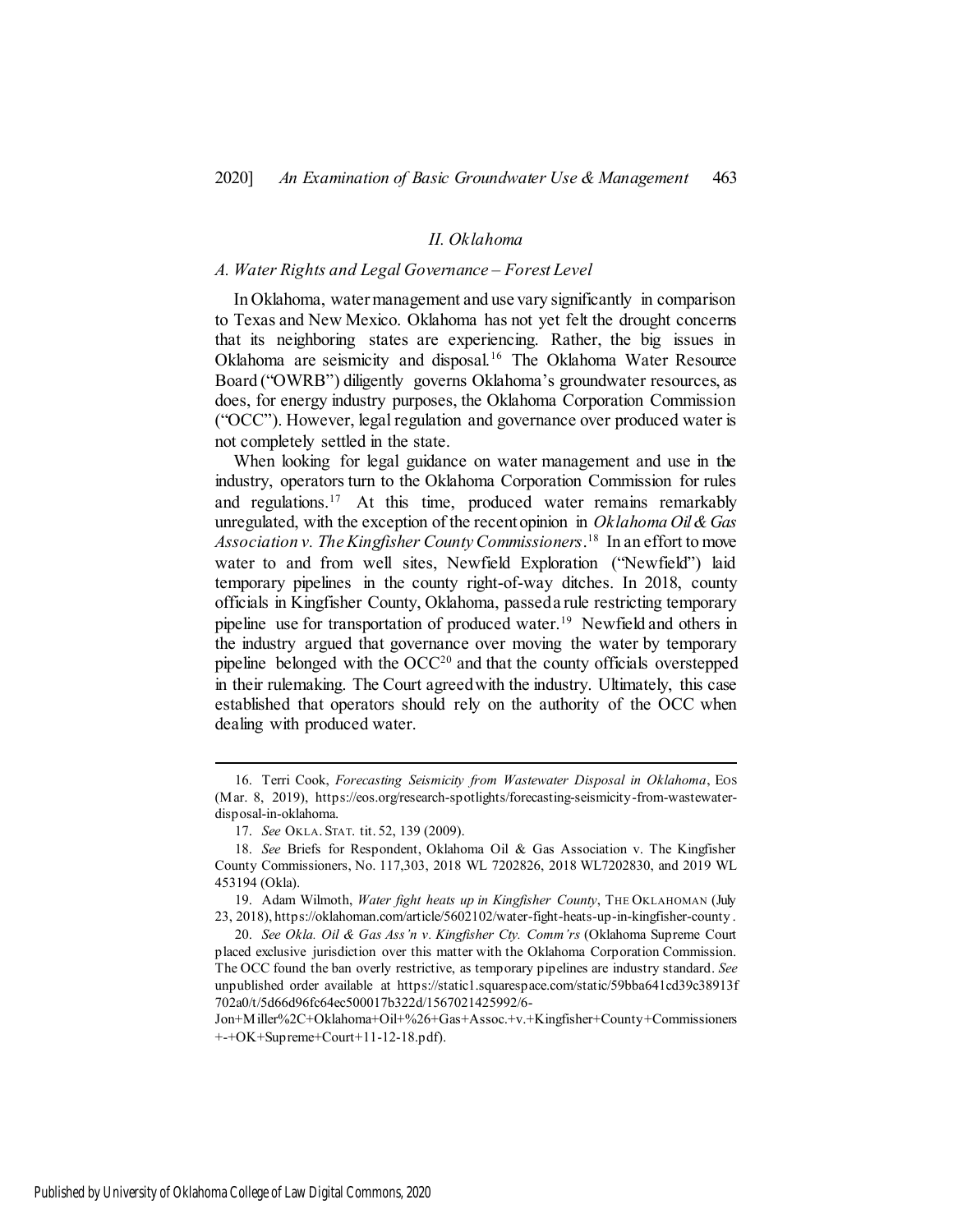## *II. Oklahoma*

### *A. Water Rights and Legal Governance – Forest Level*

In Oklahoma, water management and use vary significantly in comparison to Texas and New Mexico. Oklahoma has not yet felt the drought concerns that its neighboring states are experiencing. Rather, the big issues in Oklahoma are seismicity and disposal.[16] The Oklahoma Water Resource Board ("OWRB") diligently governs Oklahoma's groundwater resources, as does, for energy industry purposes, the Oklahoma Corporation Commission ("OCC"). However, legal regulation and governance over produced water is not completely settled in the state.

When looking for legal guidance on water management and use in the industry, operators turn to the Oklahoma Corporation Commission for rules and regulations.[17] At this time, produced water remains remarkably unregulated, with the exception of the recent opinion in *Oklahoma Oil & Gas Association v. The Kingfisher County Commissioners*.[18] In an effort to move water to and from well sites, Newfield Exploration ("Newfield") laid temporary pipelines in the county right-of-way ditches. In 2018, county officials in Kingfisher County, Oklahoma, passed a rule restricting temporary pipeline use for transportation of produced water.[19] Newfield and others in the industry argued that governance over moving the water by temporary pipeline belonged with the OCC[20] and that the county officials overstepped in their rulemaking. The Court agreed with the industry. Ultimately, this case established that operators should rely on the authority of the OCC when dealing with produced water.

---

16. Terri Cook, *Forecasting Seismicity from Wastewater Disposal in Oklahoma*, EOS (Mar. 8, 2019), https://eos.org/research-spotlights/forecasting-seismicity-from-wastewater-disposal-in-oklahoma.

17. *See* OKLA. STAT. tit. 52, 139 (2009).

18. *See* Briefs for Respondent, Oklahoma Oil & Gas Association v. The Kingfisher County Commissioners, No. 117,303, 2018 WL 7202826, 2018 WL7202830, and 2019 WL 453194 (Okla).

19. Adam Wilmoth, *Water fight heats up in Kingfisher County*, THE OKLAHOMAN (July 23, 2018), https://oklahoman.com/article/5602102/water-fight-heats-up-in-kingfisher-county.

20. *See Okla. Oil & Gas Ass'n v. Kingfisher Cty. Comm'rs* (Oklahoma Supreme Court placed exclusive jurisdiction over this matter with the Oklahoma Corporation Commission. The OCC found the ban overly restrictive, as temporary pipelines are industry standard. *See* unpublished order available at https://static1.squarespace.com/static/59bba641cd39c38913f702a0/t/5d66d96fc64ec500017b322d/1567021425992/6-Jon+Miller%2C+Oklahoma+Oil+%26+Gas+Assoc.+v.+Kingfisher+County+Commissioners+-+OK+Supreme+Court+11-12-18.pdf).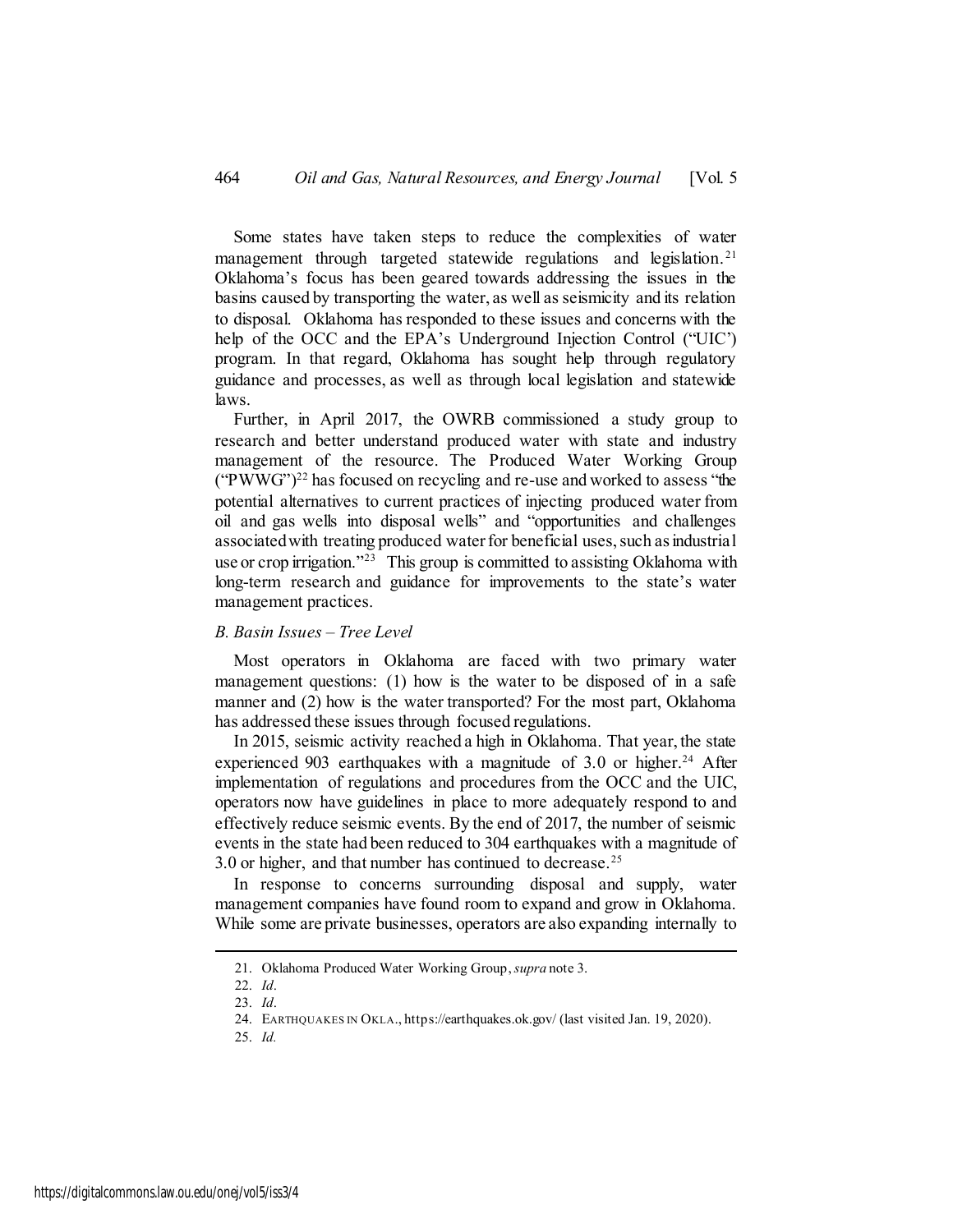Some states have taken steps to reduce the complexities of water management through targeted statewide regulations and legislation.[21] Oklahoma's focus has been geared towards addressing the issues in the basins caused by transporting the water, as well as seismicity and its relation to disposal. Oklahoma has responded to these issues and concerns with the help of the OCC and the EPA's Underground Injection Control ("UIC") program. In that regard, Oklahoma has sought help through regulatory guidance and processes, as well as through local legislation and statewide laws.

Further, in April 2017, the OWRB commissioned a study group to research and better understand produced water with state and industry management of the resource. The Produced Water Working Group ("PWWG")[22] has focused on recycling and re-use and worked to assess "the potential alternatives to current practices of injecting produced water from oil and gas wells into disposal wells" and "opportunities and challenges associated with treating produced water for beneficial uses, such as industrial use or crop irrigation."[23] This group is committed to assisting Oklahoma with long-term research and guidance for improvements to the state's water management practices.

### *B. Basin Issues – Tree Level*

Most operators in Oklahoma are faced with two primary water management questions: (1) how is the water to be disposed of in a safe manner and (2) how is the water transported? For the most part, Oklahoma has addressed these issues through focused regulations.

In 2015, seismic activity reached a high in Oklahoma. That year, the state experienced 903 earthquakes with a magnitude of 3.0 or higher.[24] After implementation of regulations and procedures from the OCC and the UIC, operators now have guidelines in place to more adequately respond to and effectively reduce seismic events. By the end of 2017, the number of seismic events in the state had been reduced to 304 earthquakes with a magnitude of 3.0 or higher, and that number has continued to decrease.[25]

In response to concerns surrounding disposal and supply, water management companies have found room to expand and grow in Oklahoma. While some are private businesses, operators are also expanding internally to

---

21. Oklahoma Produced Water Working Group, *supra* note 3.

22. *Id*.

23. *Id*.

24. EARTHQUAKES IN OKLA., https://earthquakes.ok.gov/ (last visited Jan. 19, 2020).

25. *Id.*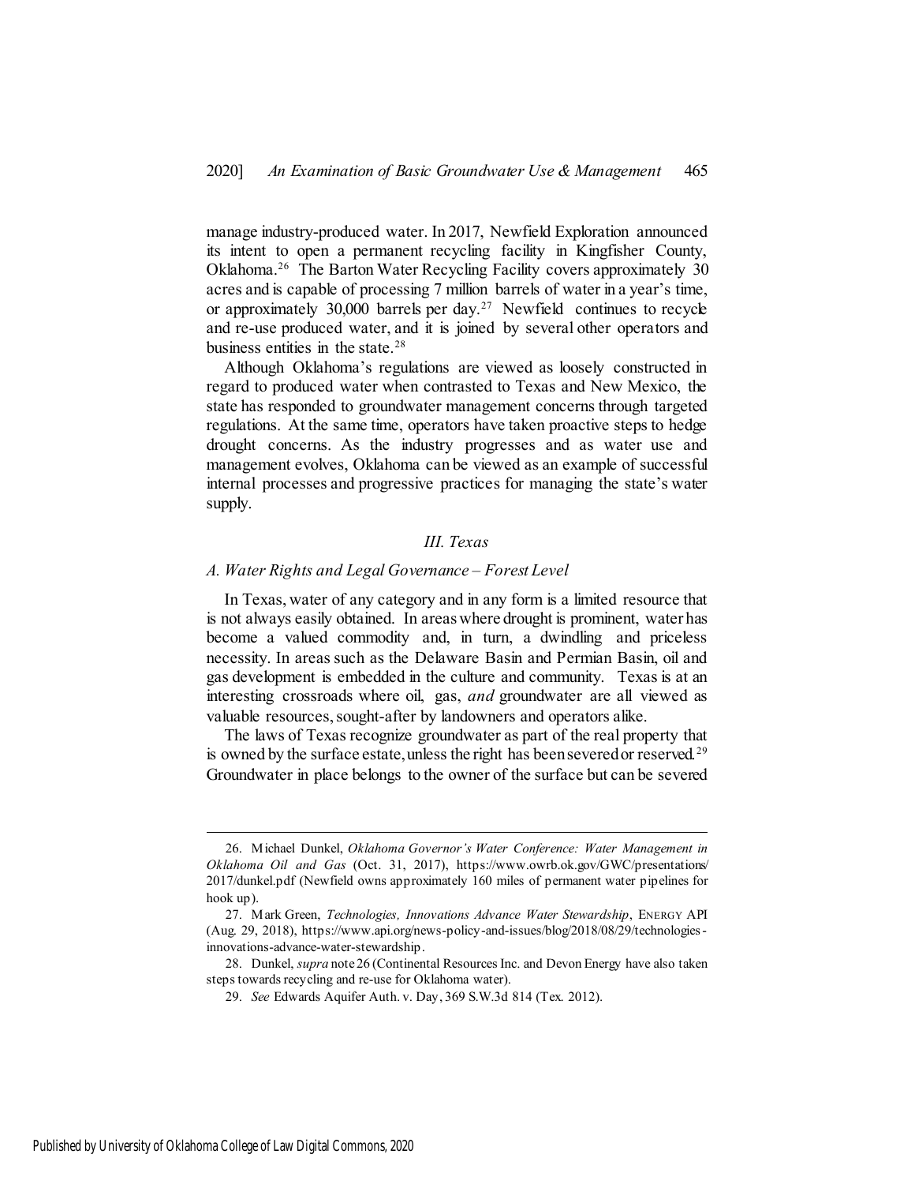manage industry-produced water. In 2017, Newfield Exploration announced its intent to open a permanent recycling facility in Kingfisher County, Oklahoma.[26] The Barton Water Recycling Facility covers approximately 30 acres and is capable of processing 7 million barrels of water in a year's time, or approximately 30,000 barrels per day.[27] Newfield continues to recycle and re-use produced water, and it is joined by several other operators and business entities in the state.[28]

Although Oklahoma's regulations are viewed as loosely constructed in regard to produced water when contrasted to Texas and New Mexico, the state has responded to groundwater management concerns through targeted regulations. At the same time, operators have taken proactive steps to hedge drought concerns. As the industry progresses and as water use and management evolves, Oklahoma can be viewed as an example of successful internal processes and progressive practices for managing the state's water supply.

## *III. Texas*

### *A. Water Rights and Legal Governance – Forest Level*

In Texas, water of any category and in any form is a limited resource that is not always easily obtained. In areas where drought is prominent, water has become a valued commodity and, in turn, a dwindling and priceless necessity. In areas such as the Delaware Basin and Permian Basin, oil and gas development is embedded in the culture and community. Texas is at an interesting crossroads where oil, gas, *and* groundwater are all viewed as valuable resources, sought-after by landowners and operators alike.

The laws of Texas recognize groundwater as part of the real property that is owned by the surface estate, unless the right has been severed or reserved.[29] Groundwater in place belongs to the owner of the surface but can be severed

---

26. Michael Dunkel, *Oklahoma Governor's Water Conference: Water Management in Oklahoma Oil and Gas* (Oct. 31, 2017), https://www.owrb.ok.gov/GWC/presentations/2017/dunkel.pdf (Newfield owns approximately 160 miles of permanent water pipelines for hook up).

27. Mark Green, *Technologies, Innovations Advance Water Stewardship*, ENERGY API (Aug. 29, 2018), https://www.api.org/news-policy-and-issues/blog/2018/08/29/technologies-innovations-advance-water-stewardship.

28. Dunkel, *supra* note 26 (Continental Resources Inc. and Devon Energy have also taken steps towards recycling and re-use for Oklahoma water).

29. *See* Edwards Aquifer Auth. v. Day, 369 S.W.3d 814 (Tex. 2012).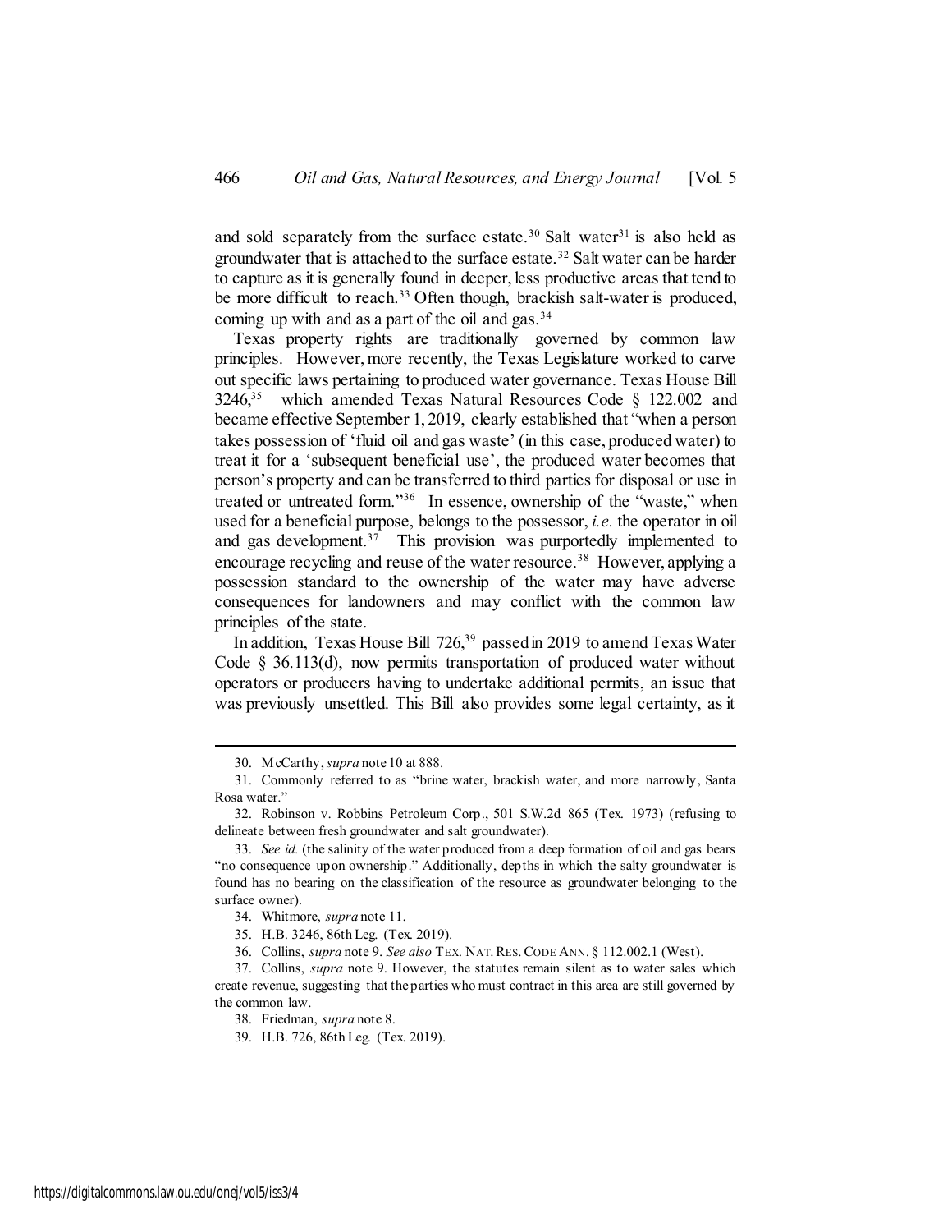and sold separately from the surface estate.[30] Salt water[31] is also held as groundwater that is attached to the surface estate.[32] Salt water can be harder to capture as it is generally found in deeper, less productive areas that tend to be more difficult to reach.[33] Often though, brackish salt-water is produced, coming up with and as a part of the oil and gas.[34]

Texas property rights are traditionally governed by common law principles. However, more recently, the Texas Legislature worked to carve out specific laws pertaining to produced water governance. Texas House Bill 3246,[35] which amended Texas Natural Resources Code § 122.002 and became effective September 1, 2019, clearly established that "when a person takes possession of 'fluid oil and gas waste' (in this case, produced water) to treat it for a 'subsequent beneficial use', the produced water becomes that person's property and can be transferred to third parties for disposal or use in treated or untreated form."[36] In essence, ownership of the "waste," when used for a beneficial purpose, belongs to the possessor, *i.e.* the operator in oil and gas development.[37] This provision was purportedly implemented to encourage recycling and reuse of the water resource.[38] However, applying a possession standard to the ownership of the water may have adverse consequences for landowners and may conflict with the common law principles of the state.

In addition, Texas House Bill 726,[39] passed in 2019 to amend Texas Water Code § 36.113(d), now permits transportation of produced water without operators or producers having to undertake additional permits, an issue that was previously unsettled. This Bill also provides some legal certainty, as it

---

30. McCarthy, *supra* note 10 at 888.

31. Commonly referred to as "brine water, brackish water, and more narrowly, Santa Rosa water."

32. Robinson v. Robbins Petroleum Corp., 501 S.W.2d 865 (Tex. 1973) (refusing to delineate between fresh groundwater and salt groundwater).

33. *See id.* (the salinity of the water produced from a deep formation of oil and gas bears "no consequence upon ownership." Additionally, depths in which the salty groundwater is found has no bearing on the classification of the resource as groundwater belonging to the surface owner).

34. Whitmore, *supra* note 11.

35. H.B. 3246, 86th Leg. (Tex. 2019).

36. Collins, *supra* note 9. *See also* TEX. NAT. RES. CODE ANN. § 112.002.1 (West).

37. Collins, *supra* note 9. However, the statutes remain silent as to water sales which create revenue, suggesting that the parties who must contract in this area are still governed by the common law.

38. Friedman, *supra* note 8.

39. H.B. 726, 86th Leg. (Tex. 2019).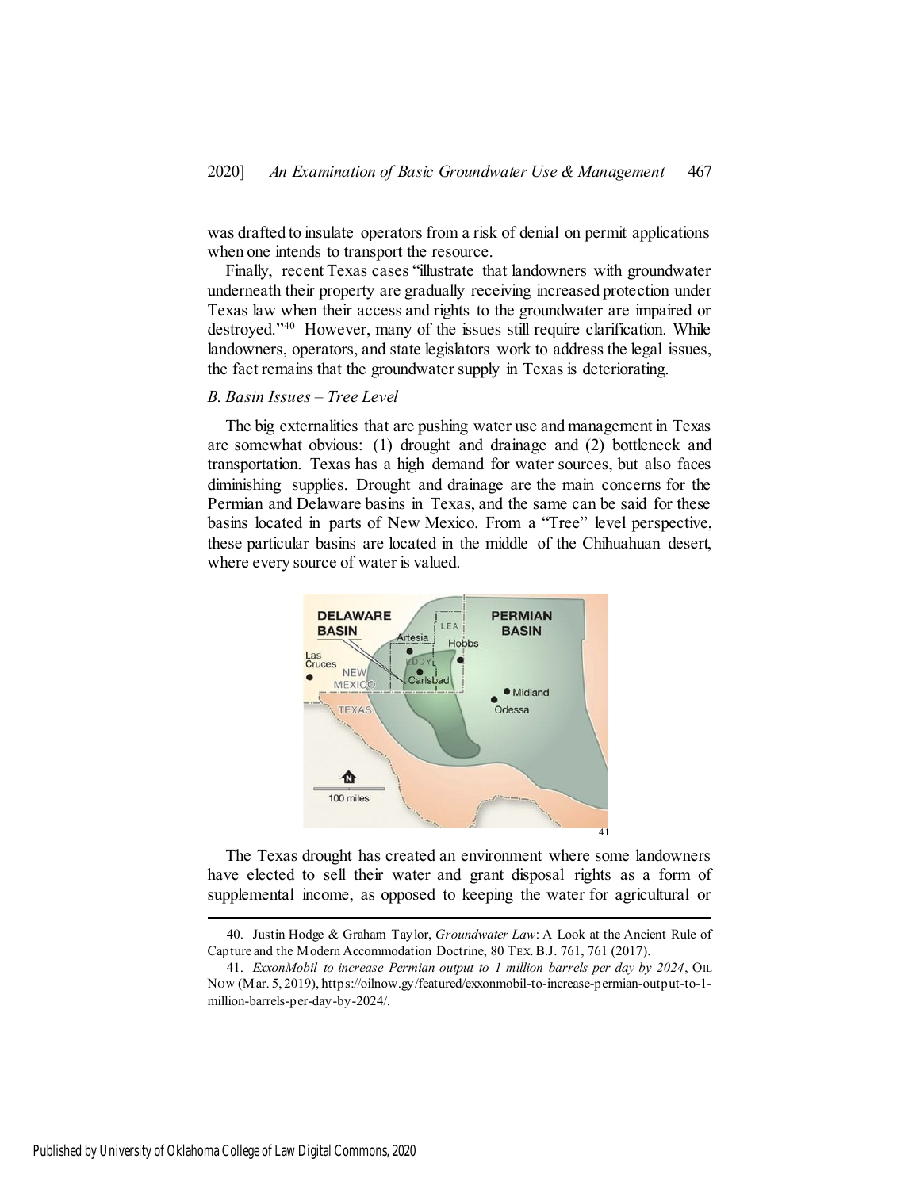was drafted to insulate operators from a risk of denial on permit applications when one intends to transport the resource.

Finally, recent Texas cases "illustrate that landowners with groundwater underneath their property are gradually receiving increased protection under Texas law when their access and rights to the groundwater are impaired or destroyed."[40] However, many of the issues still require clarification. While landowners, operators, and state legislators work to address the legal issues, the fact remains that the groundwater supply in Texas is deteriorating.

### *B. Basin Issues – Tree Level*

The big externalities that are pushing water use and management in Texas are somewhat obvious: (1) drought and drainage and (2) bottleneck and transportation. Texas has a high demand for water sources, but also faces diminishing supplies. Drought and drainage are the main concerns for the Permian and Delaware basins in Texas, and the same can be said for these basins located in parts of New Mexico. From a "Tree" level perspective, these particular basins are located in the middle of the Chihuahuan desert, where every source of water is valued.

[41]

The Texas drought has created an environment where some landowners have elected to sell their water and grant disposal rights as a form of supplemental income, as opposed to keeping the water for agricultural or

---

40. Justin Hodge & Graham Taylor, *Groundwater Law*: A Look at the Ancient Rule of Capture and the Modern Accommodation Doctrine, 80 TEX. B.J. 761, 761 (2017).

41. *ExxonMobil to increase Permian output to 1 million barrels per day by 2024*, OIL NOW (Mar. 5, 2019), https://oilnow.gy/featured/exxonmobil-to-increase-permian-output-to-1-million-barrels-per-day-by-2024/.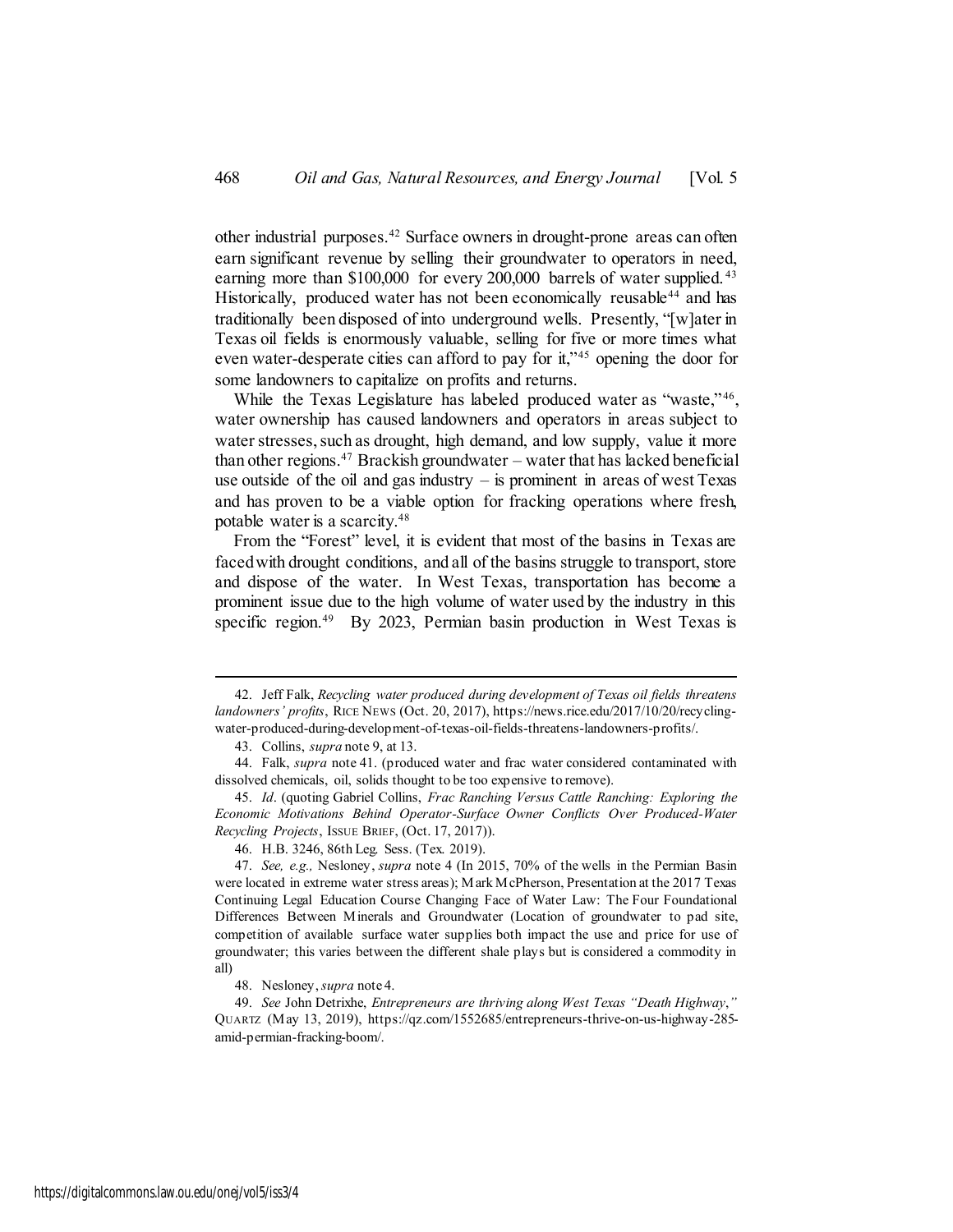other industrial purposes.[42] Surface owners in drought-prone areas can often earn significant revenue by selling their groundwater to operators in need, earning more than $100,000 for every 200,000 barrels of water supplied.[43] Historically, produced water has not been economically reusable[44] and has traditionally been disposed of into underground wells. Presently, "[w]ater in Texas oil fields is enormously valuable, selling for five or more times what even water-desperate cities can afford to pay for it,"[45] opening the door for some landowners to capitalize on profits and returns.

While the Texas Legislature has labeled produced water as "waste,"[46], water ownership has caused landowners and operators in areas subject to water stresses, such as drought, high demand, and low supply, value it more than other regions.[47] Brackish groundwater – water that has lacked beneficial use outside of the oil and gas industry – is prominent in areas of west Texas and has proven to be a viable option for fracking operations where fresh, potable water is a scarcity.[48]

From the "Forest" level, it is evident that most of the basins in Texas are faced with drought conditions, and all of the basins struggle to transport, store and dispose of the water. In West Texas, transportation has become a prominent issue due to the high volume of water used by the industry in this specific region.[49] By 2023, Permian basin production in West Texas is

---

42. Jeff Falk, *Recycling water produced during development of Texas oil fields threatens landowners' profits*, RICE NEWS (Oct. 20, 2017), https://news.rice.edu/2017/10/20/recycling-water-produced-during-development-of-texas-oil-fields-threatens-landowners-profits/.

43. Collins, *supra* note 9, at 13.

44. Falk, *supra* note 41. (produced water and frac water considered contaminated with dissolved chemicals, oil, solids thought to be too expensive to remove).

45. *Id*. (quoting Gabriel Collins, *Frac Ranching Versus Cattle Ranching: Exploring the Economic Motivations Behind Operator-Surface Owner Conflicts Over Produced-Water Recycling Projects*, ISSUE BRIEF, (Oct. 17, 2017)).

46. H.B. 3246, 86th Leg. Sess. (Tex. 2019).

47. *See, e.g.,* Nesloney, *supra* note 4 (In 2015, 70% of the wells in the Permian Basin were located in extreme water stress areas); Mark McPherson, Presentation at the 2017 Texas Continuing Legal Education Course Changing Face of Water Law: The Four Foundational Differences Between Minerals and Groundwater (Location of groundwater to pad site, competition of available surface water supplies both impact the use and price for use of groundwater; this varies between the different shale plays but is considered a commodity in all)

48. Nesloney, *supra* note 4.

49. *See* John Detrixhe, *Entrepreneurs are thriving along West Texas "Death Highway*,*"* QUARTZ (May 13, 2019), https://qz.com/1552685/entrepreneurs-thrive-on-us-highway-285-amid-permian-fracking-boom/.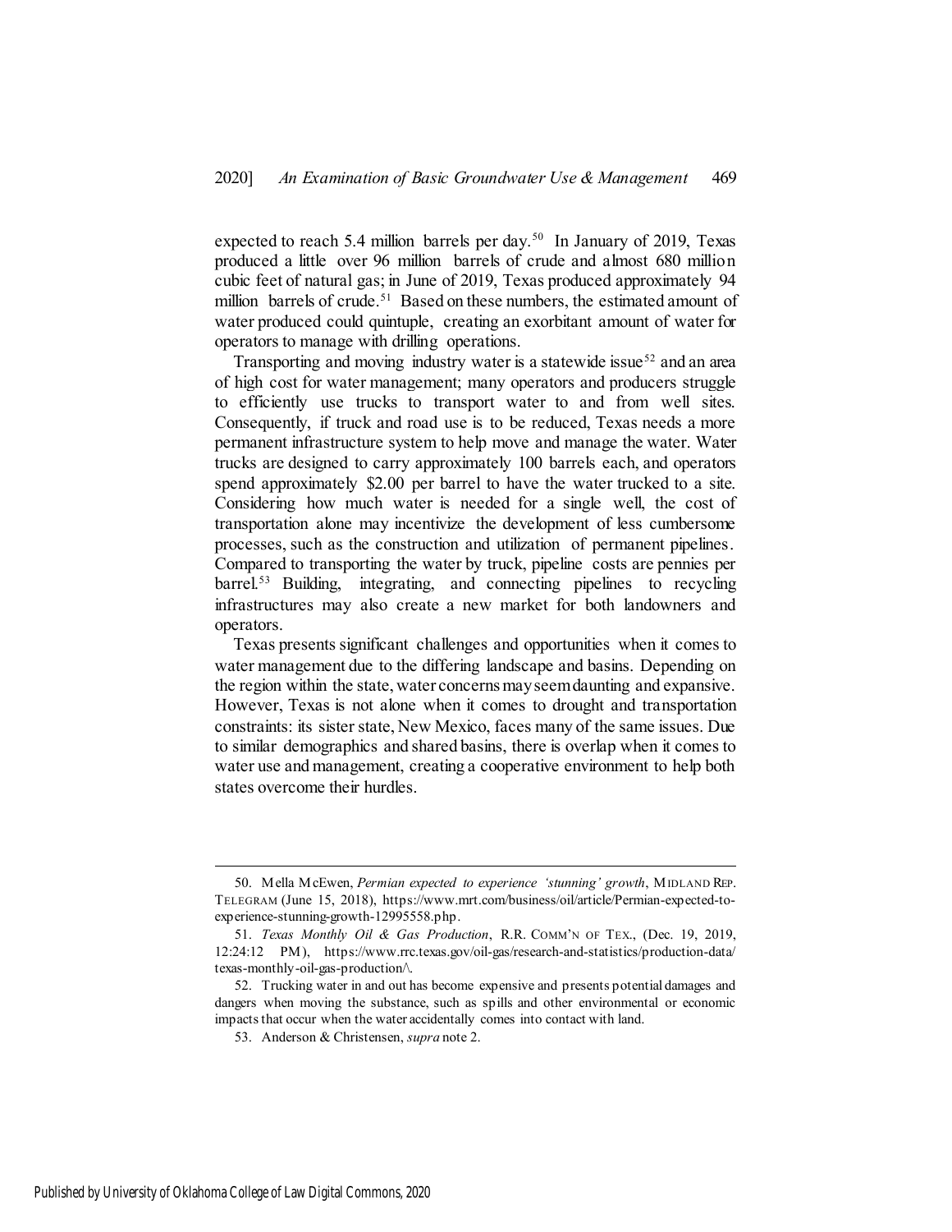expected to reach 5.4 million barrels per day.[50] In January of 2019, Texas produced a little over 96 million barrels of crude and almost 680 million cubic feet of natural gas; in June of 2019, Texas produced approximately 94 million barrels of crude.[51] Based on these numbers, the estimated amount of water produced could quintuple, creating an exorbitant amount of water for operators to manage with drilling operations.

Transporting and moving industry water is a statewide issue[52] and an area of high cost for water management; many operators and producers struggle to efficiently use trucks to transport water to and from well sites. Consequently, if truck and road use is to be reduced, Texas needs a more permanent infrastructure system to help move and manage the water. Water trucks are designed to carry approximately 100 barrels each, and operators spend approximately $2.00 per barrel to have the water trucked to a site. Considering how much water is needed for a single well, the cost of transportation alone may incentivize the development of less cumbersome processes, such as the construction and utilization of permanent pipelines. Compared to transporting the water by truck, pipeline costs are pennies per barrel.[53] Building, integrating, and connecting pipelines to recycling infrastructures may also create a new market for both landowners and operators.

Texas presents significant challenges and opportunities when it comes to water management due to the differing landscape and basins. Depending on the region within the state, water concerns may seem daunting and expansive. However, Texas is not alone when it comes to drought and transportation constraints: its sister state, New Mexico, faces many of the same issues. Due to similar demographics and shared basins, there is overlap when it comes to water use and management, creating a cooperative environment to help both states overcome their hurdles.

---

50. Mella McEwen, *Permian expected to experience 'stunning' growth*, MIDLAND REP. TELEGRAM (June 15, 2018), https://www.mrt.com/business/oil/article/Permian-expected-to-experience-stunning-growth-12995558.php.

51. *Texas Monthly Oil & Gas Production*, R.R. COMM'N OF TEX., (Dec. 19, 2019, 12:24:12 PM), https://www.rrc.texas.gov/oil-gas/research-and-statistics/production-data/texas-monthly-oil-gas-production/\.

52. Trucking water in and out has become expensive and presents potential damages and dangers when moving the substance, such as spills and other environmental or economic impacts that occur when the water accidentally comes into contact with land.

53. Anderson & Christensen, *supra* note 2.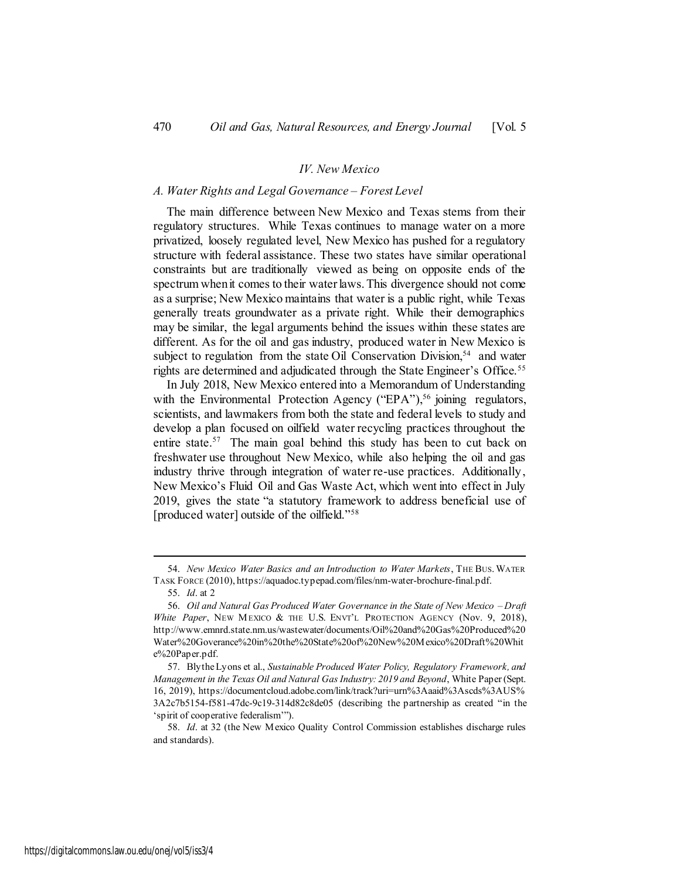## *IV. New Mexico*

### *A. Water Rights and Legal Governance – Forest Level*

The main difference between New Mexico and Texas stems from their regulatory structures. While Texas continues to manage water on a more privatized, loosely regulated level, New Mexico has pushed for a regulatory structure with federal assistance. These two states have similar operational constraints but are traditionally viewed as being on opposite ends of the spectrum when it comes to their water laws. This divergence should not come as a surprise; New Mexico maintains that water is a public right, while Texas generally treats groundwater as a private right. While their demographics may be similar, the legal arguments behind the issues within these states are different. As for the oil and gas industry, produced water in New Mexico is subject to regulation from the state Oil Conservation Division,[54] and water rights are determined and adjudicated through the State Engineer's Office.[55]

In July 2018, New Mexico entered into a Memorandum of Understanding with the Environmental Protection Agency ("EPA"),[56] joining regulators, scientists, and lawmakers from both the state and federal levels to study and develop a plan focused on oilfield water recycling practices throughout the entire state.[57] The main goal behind this study has been to cut back on freshwater use throughout New Mexico, while also helping the oil and gas industry thrive through integration of water re-use practices. Additionally, New Mexico's Fluid Oil and Gas Waste Act, which went into effect in July 2019, gives the state "a statutory framework to address beneficial use of [produced water] outside of the oilfield."[58]

---

54. *New Mexico Water Basics and an Introduction to Water Markets*, THE BUS. WATER TASK FORCE (2010), https://aquadoc.typepad.com/files/nm-water-brochure-final.pdf.

55. *Id*. at 2

56. *Oil and Natural Gas Produced Water Governance in the State of New Mexico – Draft White Paper*, NEW MEXICO & THE U.S. ENVT'L PROTECTION AGENCY (Nov. 9, 2018), http://www.emnrd.state.nm.us/wastewater/documents/Oil%20and%20Gas%20Produced%20Water%20Goverance%20in%20the%20State%20of%20New%20Mexico%20Draft%20White%20Paper.pdf.

57. Blythe Lyons et al., *Sustainable Produced Water Policy, Regulatory Framework, and Management in the Texas Oil and Natural Gas Industry: 2019 and Beyond*, White Paper (Sept. 16, 2019), https://documentcloud.adobe.com/link/track?uri=urn%3Aaaid%3Ascds%3AUS%3A2c7b5154-f581-47dc-9c19-314d82c8de05 (describing the partnership as created "in the 'spirit of cooperative federalism'").

58. *Id*. at 32 (the New Mexico Quality Control Commission establishes discharge rules and standards).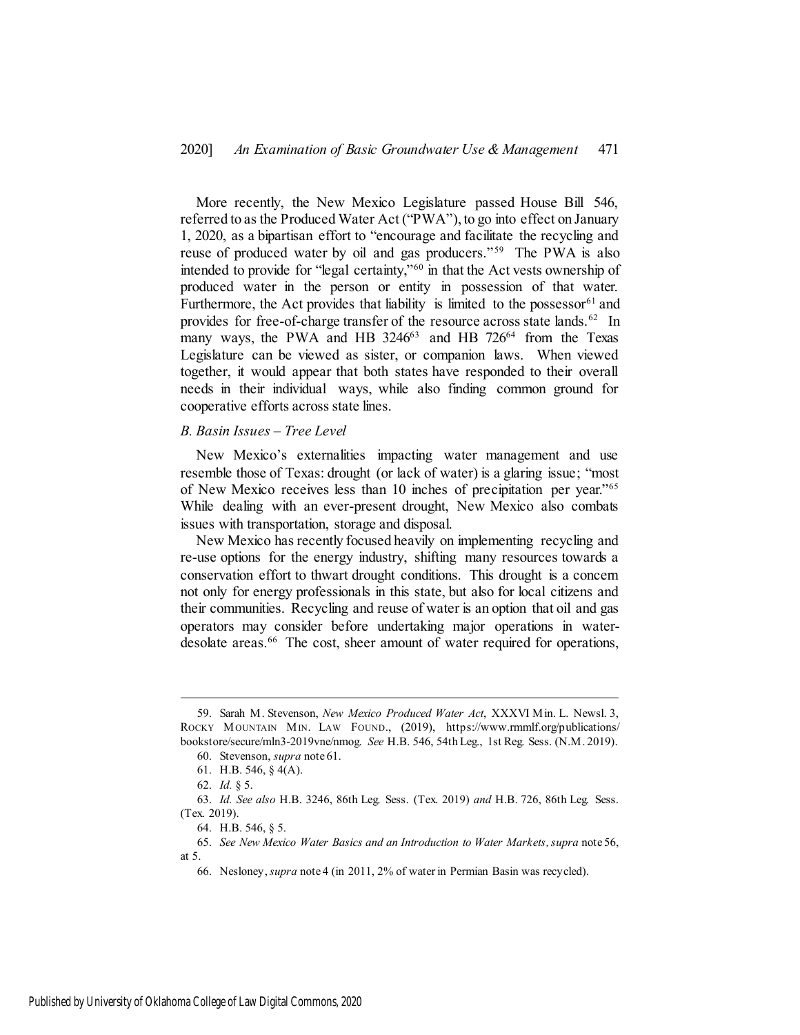More recently, the New Mexico Legislature passed House Bill 546, referred to as the Produced Water Act ("PWA"), to go into effect on January 1, 2020, as a bipartisan effort to "encourage and facilitate the recycling and reuse of produced water by oil and gas producers."[59] The PWA is also intended to provide for "legal certainty,"[60] in that the Act vests ownership of produced water in the person or entity in possession of that water. Furthermore, the Act provides that liability is limited to the possessor[61] and provides for free-of-charge transfer of the resource across state lands.[62] In many ways, the PWA and HB 3246[63] and HB 726[64] from the Texas Legislature can be viewed as sister, or companion laws. When viewed together, it would appear that both states have responded to their overall needs in their individual ways, while also finding common ground for cooperative efforts across state lines.

*B. Basin Issues – Tree Level*

New Mexico's externalities impacting water management and use resemble those of Texas: drought (or lack of water) is a glaring issue; "most of New Mexico receives less than 10 inches of precipitation per year."[65] While dealing with an ever-present drought, New Mexico also combats issues with transportation, storage and disposal.

New Mexico has recently focused heavily on implementing recycling and re-use options for the energy industry, shifting many resources towards a conservation effort to thwart drought conditions. This drought is a concern not only for energy professionals in this state, but also for local citizens and their communities. Recycling and reuse of water is an option that oil and gas operators may consider before undertaking major operations in water-desolate areas.[66] The cost, sheer amount of water required for operations,

---

59. Sarah M. Stevenson, *New Mexico Produced Water Act*, XXXVI Min. L. Newsl. 3, ROCKY MOUNTAIN MIN. LAW FOUND., (2019), https://www.rmmlf.org/publications/bookstore/secure/mln3-2019vne/nmog. *See* H.B. 546, 54th Leg., 1st Reg. Sess. (N.M. 2019).

60. Stevenson, *supra* note 61.

61. H.B. 546, § 4(A).

62. *Id.* § 5.

63. *Id. See also* H.B. 3246, 86th Leg. Sess. (Tex. 2019) *and* H.B. 726, 86th Leg. Sess. (Tex. 2019).

64. H.B. 546, § 5.

65. *See New Mexico Water Basics and an Introduction to Water Markets, supra* note 56, at 5.

66. Nesloney, *supra* note 4 (in 2011, 2% of water in Permian Basin was recycled).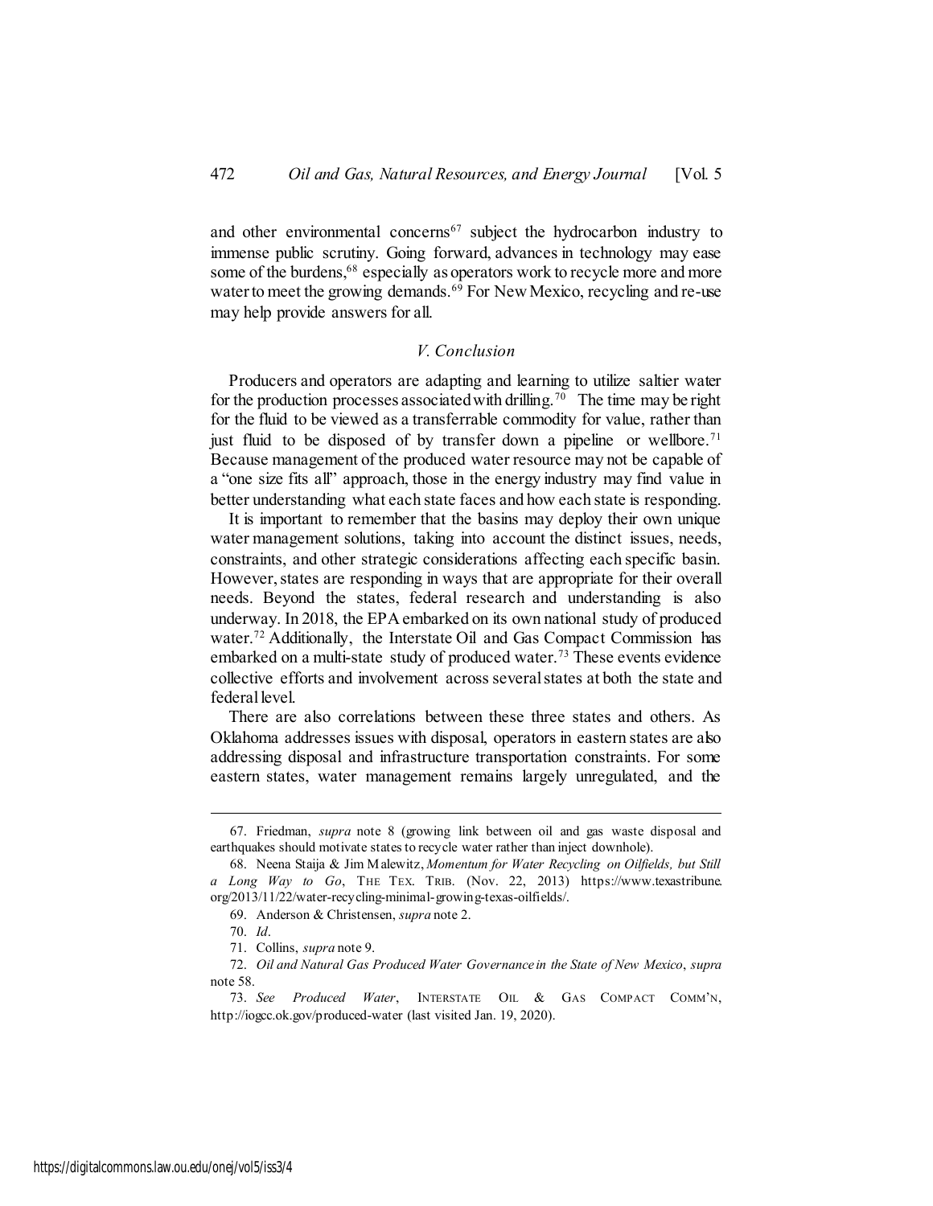and other environmental concerns[67] subject the hydrocarbon industry to immense public scrutiny. Going forward, advances in technology may ease some of the burdens,[68] especially as operators work to recycle more and more water to meet the growing demands.[69] For New Mexico, recycling and re-use may help provide answers for all.

### *V. Conclusion*

Producers and operators are adapting and learning to utilize saltier water for the production processes associated with drilling.[70] The time may be right for the fluid to be viewed as a transferrable commodity for value, rather than just fluid to be disposed of by transfer down a pipeline or wellbore.[71] Because management of the produced water resource may not be capable of a "one size fits all" approach, those in the energy industry may find value in better understanding what each state faces and how each state is responding.

It is important to remember that the basins may deploy their own unique water management solutions, taking into account the distinct issues, needs, constraints, and other strategic considerations affecting each specific basin. However, states are responding in ways that are appropriate for their overall needs. Beyond the states, federal research and understanding is also underway. In 2018, the EPA embarked on its own national study of produced water.[72] Additionally, the Interstate Oil and Gas Compact Commission has embarked on a multi-state study of produced water.[73] These events evidence collective efforts and involvement across several states at both the state and federal level.

There are also correlations between these three states and others. As Oklahoma addresses issues with disposal, operators in eastern states are also addressing disposal and infrastructure transportation constraints. For some eastern states, water management remains largely unregulated, and the

---

67. Friedman, *supra* note 8 (growing link between oil and gas waste disposal and earthquakes should motivate states to recycle water rather than inject downhole).

68. Neena Staija & Jim Malewitz, *Momentum for Water Recycling on Oilfields, but Still a Long Way to Go*, THE TEX. TRIB. (Nov. 22, 2013) https://www.texastribune.org/2013/11/22/water-recycling-minimal-growing-texas-oilfields/.

69. Anderson & Christensen, *supra* note 2.

70. *Id*.

71. Collins, *supra* note 9.

72. *Oil and Natural Gas Produced Water Governance in the State of New Mexico*, *supra* note 58.

73. *See Produced Water*, INTERSTATE OIL & GAS COMPACT COMM'N, http://iogcc.ok.gov/produced-water (last visited Jan. 19, 2020).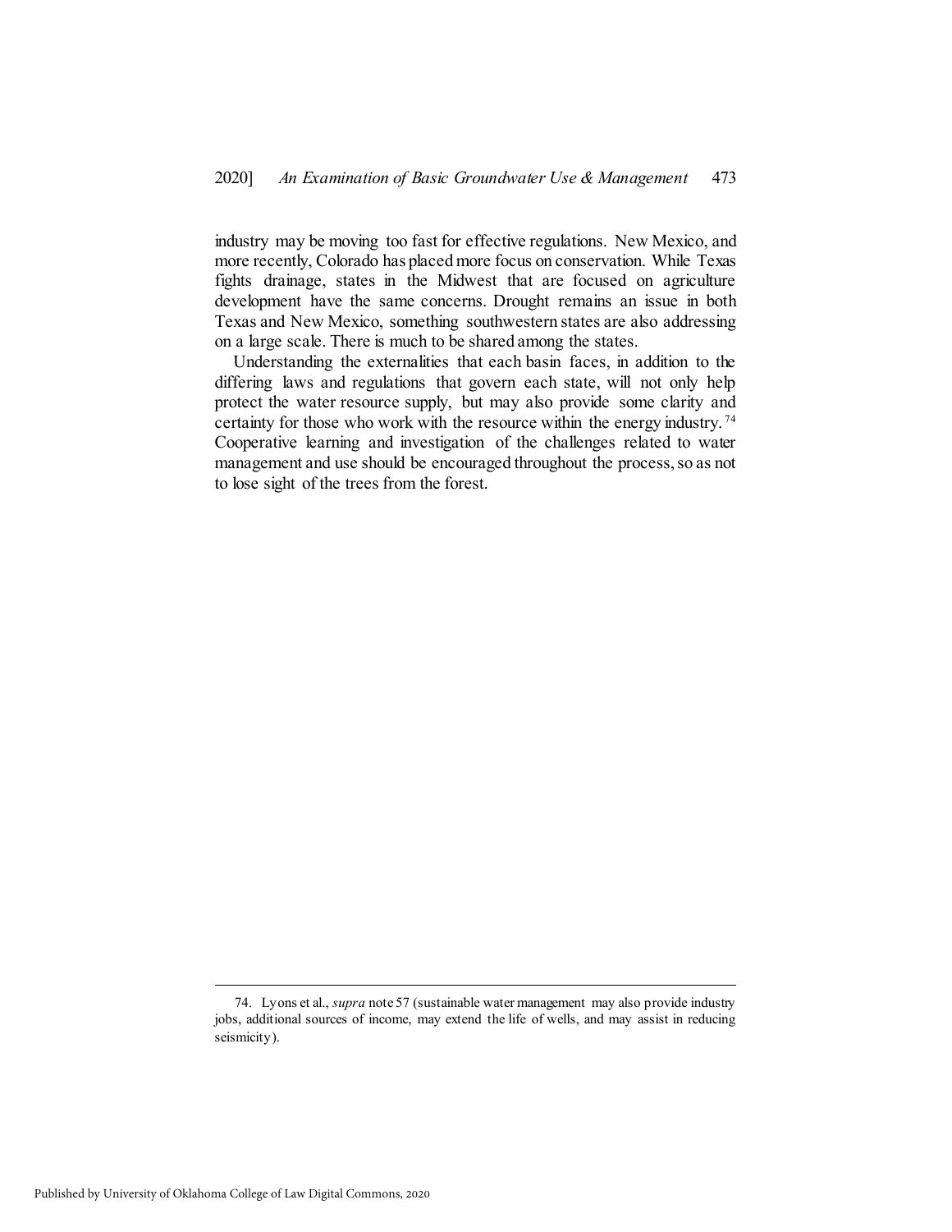industry may be moving too fast for effective regulations. New Mexico, and more recently, Colorado has placed more focus on conservation. While Texas fights drainage, states in the Midwest that are focused on agriculture development have the same concerns. Drought remains an issue in both Texas and New Mexico, something southwestern states are also addressing on a large scale. There is much to be shared among the states.

Understanding the externalities that each basin faces, in addition to the differing laws and regulations that govern each state, will not only help protect the water resource supply, but may also provide some clarity and certainty for those who work with the resource within the energy industry.[74] Cooperative learning and investigation of the challenges related to water management and use should be encouraged throughout the process, so as not to lose sight of the trees from the forest.

---

74. Lyons et al., *supra* note 57 (sustainable water management may also provide industry jobs, additional sources of income, may extend the life of wells, and may assist in reducing seismicity).